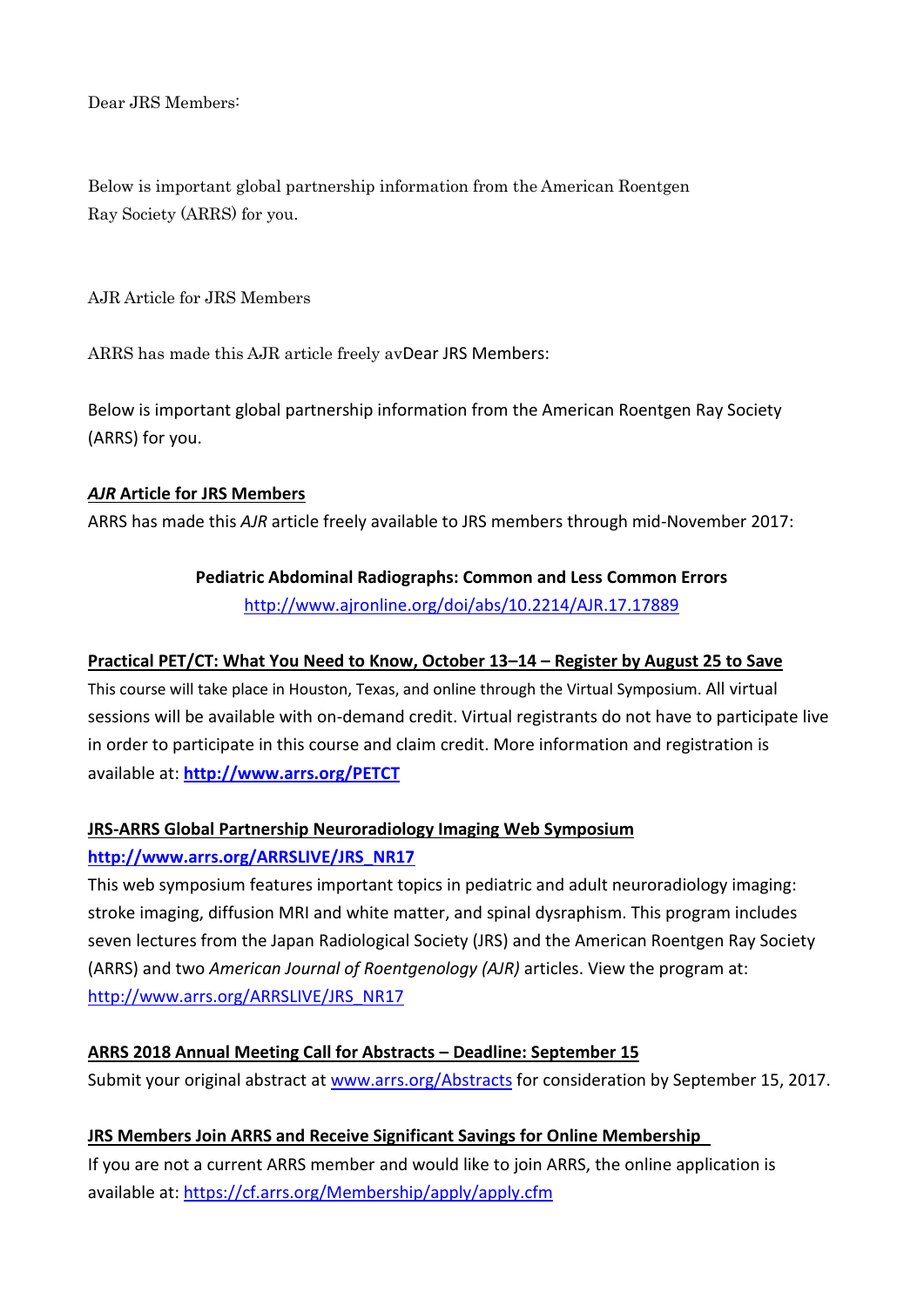Dear JRS Members:

Below is important global partnership information from the American Roentgen Ray Society (ARRS) for you.

AJR Article for JRS Members

ARRS has made this AJR article freely avDear JRS Members:

Below is important global partnership information from the American Roentgen Ray Society (ARRS) for you.

***AJR* Article for JRS Members**

ARRS has made this *AJR* article freely available to JRS members through mid-November 2017:

**Pediatric Abdominal Radiographs: Common and Less Common Errors**
http://www.ajronline.org/doi/abs/10.2214/AJR.17.17889

**Practical PET/CT: What You Need to Know, October 13–14 – Register by August 25 to Save**

This course will take place in Houston, Texas, and online through the Virtual Symposium. All virtual sessions will be available with on-demand credit. Virtual registrants do not have to participate live in order to participate in this course and claim credit. More information and registration is available at: **http://www.arrs.org/PETCT**

**JRS-ARRS Global Partnership Neuroradiology Imaging Web Symposium**

**http://www.arrs.org/ARRSLIVE/JRS_NR17**

This web symposium features important topics in pediatric and adult neuroradiology imaging: stroke imaging, diffusion MRI and white matter, and spinal dysraphism. This program includes seven lectures from the Japan Radiological Society (JRS) and the American Roentgen Ray Society (ARRS) and two *American Journal of Roentgenology (AJR)* articles. View the program at: http://www.arrs.org/ARRSLIVE/JRS_NR17

**ARRS 2018 Annual Meeting Call for Abstracts – Deadline: September 15**

Submit your original abstract at www.arrs.org/Abstracts for consideration by September 15, 2017.

**JRS Members Join ARRS and Receive Significant Savings for Online Membership**

If you are not a current ARRS member and would like to join ARRS, the online application is available at: https://cf.arrs.org/Membership/apply/apply.cfm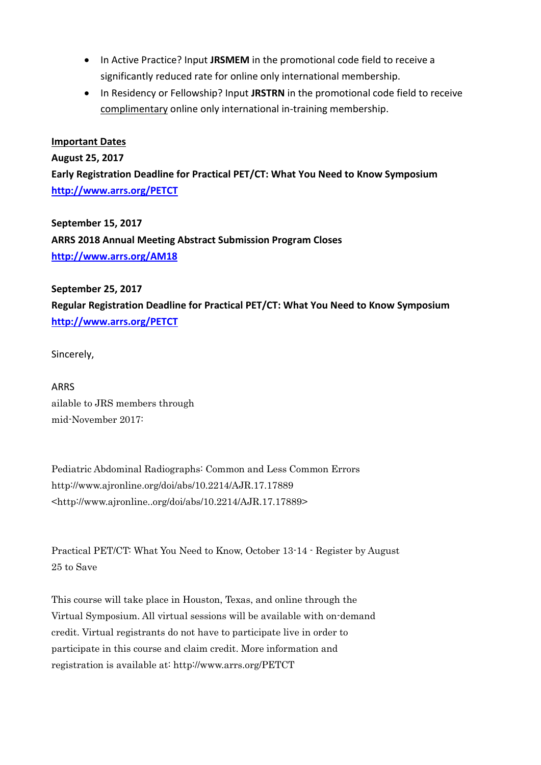- In Active Practice? Input **JRSMEM** in the promotional code field to receive a significantly reduced rate for online only international membership.
- In Residency or Fellowship? Input **JRSTRN** in the promotional code field to receive complimentary online only international in-training membership.

**Important Dates**

**August 25, 2017**
**Early Registration Deadline for Practical PET/CT: What You Need to Know Symposium**
**http://www.arrs.org/PETCT**

**September 15, 2017**
**ARRS 2018 Annual Meeting Abstract Submission Program Closes**
**http://www.arrs.org/AM18**

**September 25, 2017**
**Regular Registration Deadline for Practical PET/CT: What You Need to Know Symposium**
**http://www.arrs.org/PETCT**

Sincerely,

ARRS
ailable to JRS members through
mid-November 2017:

Pediatric Abdominal Radiographs: Common and Less Common Errors
http://www.ajronline.org/doi/abs/10.2214/AJR.17.17889
<http://www.ajronline..org/doi/abs/10.2214/AJR.17.17889>

Practical PET/CT: What You Need to Know, October 13-14 - Register by August 25 to Save

This course will take place in Houston, Texas, and online through the Virtual Symposium. All virtual sessions will be available with on-demand credit. Virtual registrants do not have to participate live in order to participate in this course and claim credit. More information and registration is available at: http://www.arrs.org/PETCT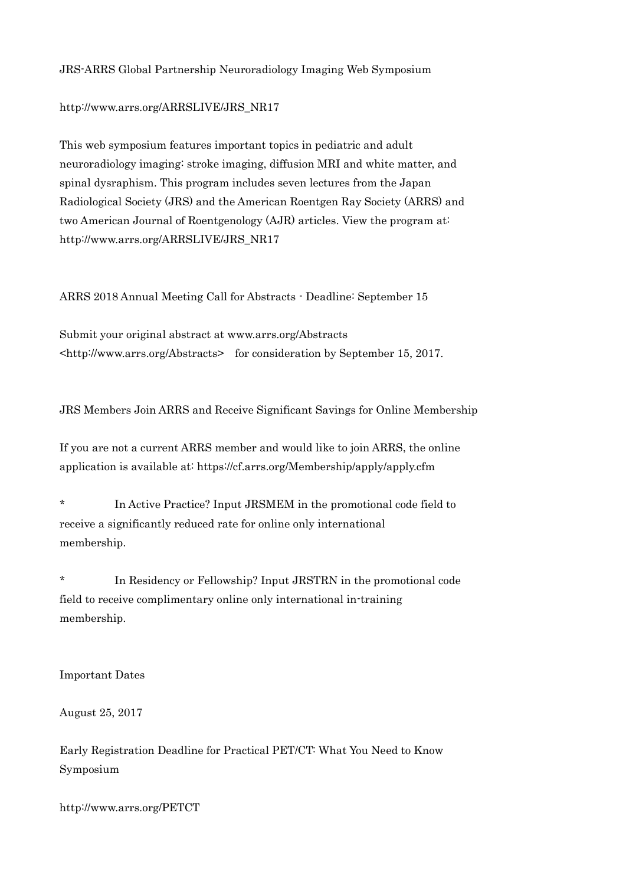JRS-ARRS Global Partnership Neuroradiology Imaging Web Symposium

http://www.arrs.org/ARRSLIVE/JRS_NR17

This web symposium features important topics in pediatric and adult neuroradiology imaging: stroke imaging, diffusion MRI and white matter, and spinal dysraphism. This program includes seven lectures from the Japan Radiological Society (JRS) and the American Roentgen Ray Society (ARRS) and two American Journal of Roentgenology (AJR) articles. View the program at: http://www.arrs.org/ARRSLIVE/JRS_NR17

ARRS 2018 Annual Meeting Call for Abstracts - Deadline: September 15

Submit your original abstract at www.arrs.org/Abstracts <http://www.arrs.org/Abstracts> for consideration by September 15, 2017.

JRS Members Join ARRS and Receive Significant Savings for Online Membership

If you are not a current ARRS member and would like to join ARRS, the online application is available at: https://cf.arrs.org/Membership/apply/apply.cfm

* In Active Practice? Input JRSMEM in the promotional code field to receive a significantly reduced rate for online only international membership.

* In Residency or Fellowship? Input JRSTRN in the promotional code field to receive complimentary online only international in-training membership.

Important Dates

August 25, 2017

Early Registration Deadline for Practical PET/CT: What You Need to Know Symposium

http://www.arrs.org/PETCT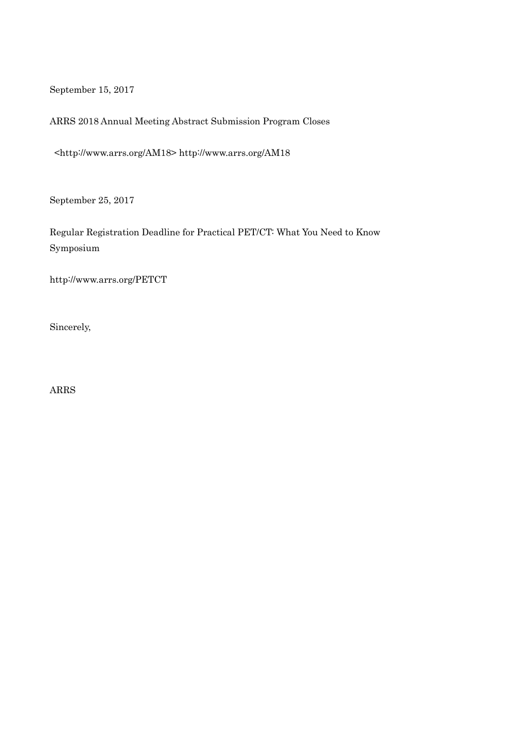September 15, 2017

ARRS 2018 Annual Meeting Abstract Submission Program Closes

<http://www.arrs.org/AM18> http://www.arrs.org/AM18

September 25, 2017

Regular Registration Deadline for Practical PET/CT: What You Need to Know Symposium

http://www.arrs.org/PETCT

Sincerely,

ARRS